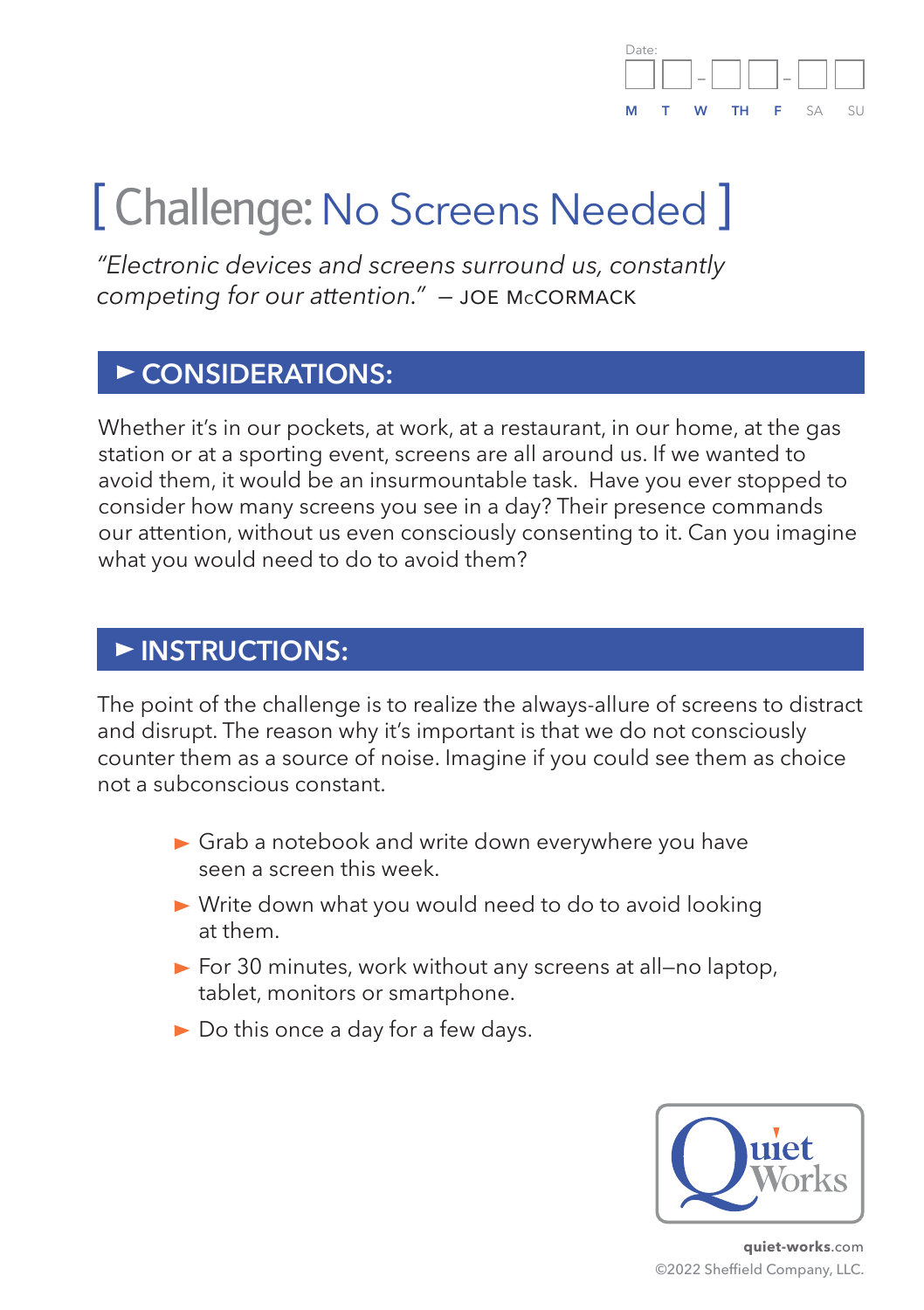Date: __ __ - __ __ - __ __

M T W TH F SA SU

# [ Challenge: No Screens Needed ]

*"Electronic devices and screens surround us, constantly competing for our attention."* — JOE McCORMACK

## ► CONSIDERATIONS:

Whether it's in our pockets, at work, at a restaurant, in our home, at the gas station or at a sporting event, screens are all around us. If we wanted to avoid them, it would be an insurmountable task. Have you ever stopped to consider how many screens you see in a day? Their presence commands our attention, without us even consciously consenting to it. Can you imagine what you would need to do to avoid them?

## ► INSTRUCTIONS:

The point of the challenge is to realize the always-allure of screens to distract and disrupt. The reason why it's important is that we do not consciously counter them as a source of noise. Imagine if you could see them as choice not a subconscious constant.

- Grab a notebook and write down everywhere you have seen a screen this week.
- Write down what you would need to do to avoid looking at them.
- For 30 minutes, work without any screens at all—no laptop, tablet, monitors or smartphone.
- Do this once a day for a few days.

Quiet Works

**quiet-works**.com

©2022 Sheffield Company, LLC.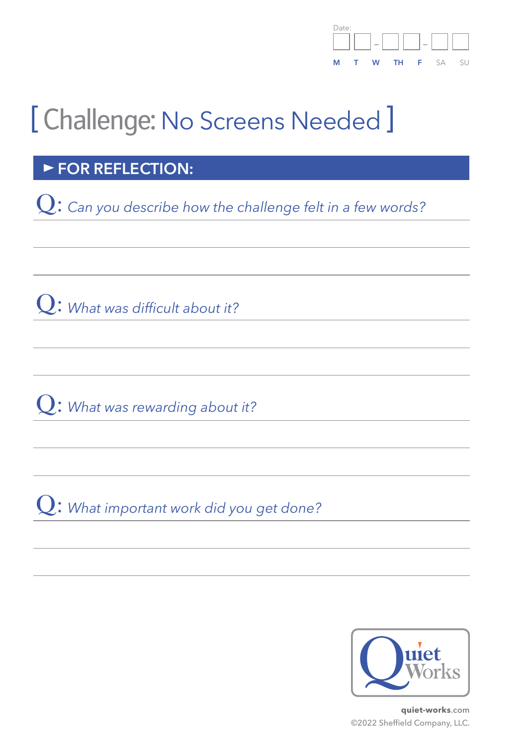Date: __ __ - __ __ - __ __

M T W TH F SA SU

# [ Challenge: No Screens Needed ]

## ► FOR REFLECTION:

**Q:** *Can you describe how the challenge felt in a few words?*

**Q:** *What was difficult about it?*

**Q:** *What was rewarding about it?*

**Q:** *What important work did you get done?*

Quiet Works

**quiet-works**.com
©2022 Sheffield Company, LLC.